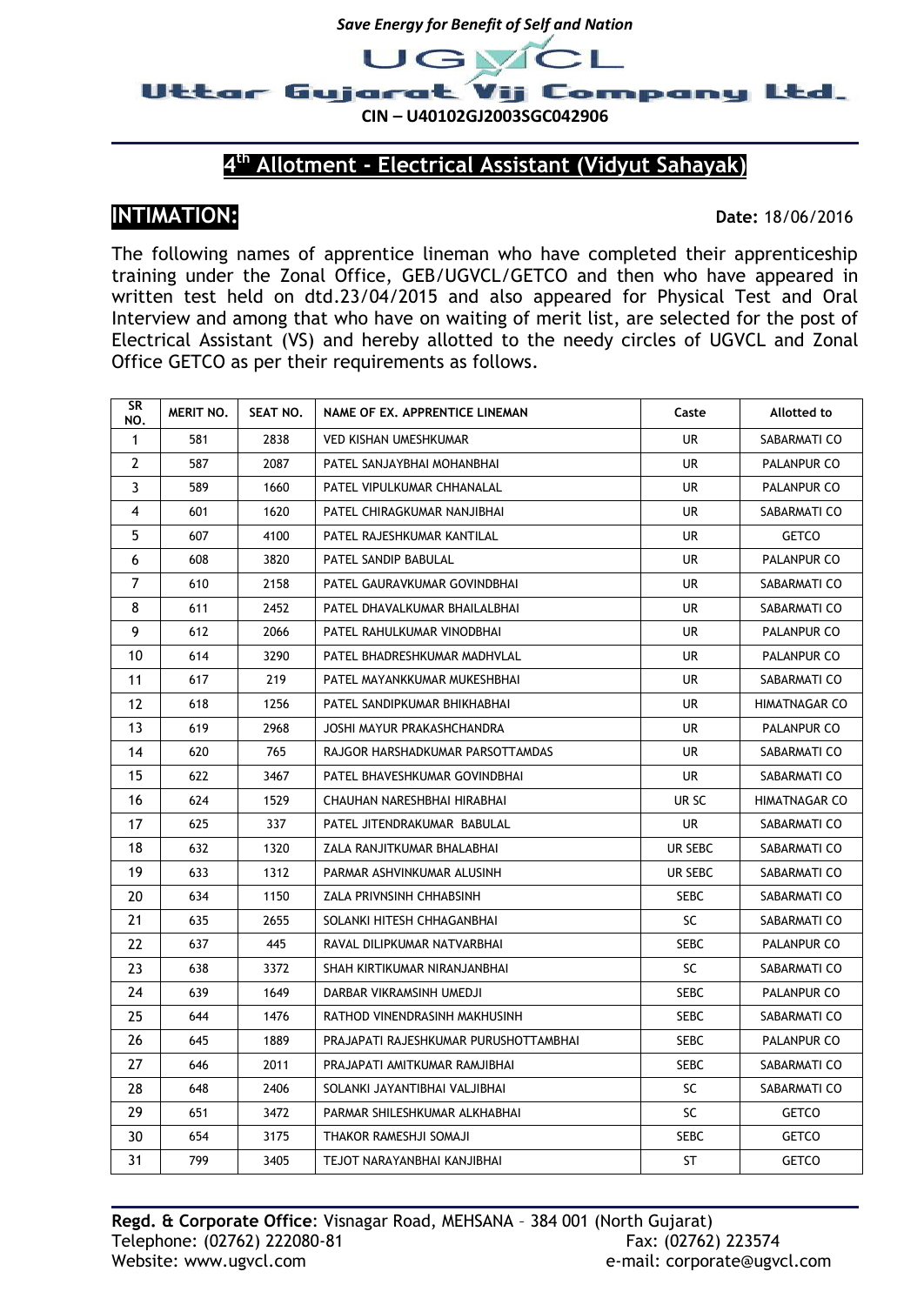*Save Energy for Benefit of Self and Nation*

# UGVCL

# Uttar Gujarat Vij Company Ltd.

**CIN – U40102GJ2003SGC042906**

## 4th Allotment - Electrical Assistant (Vidyut Sahayak)

**INTIMATION:** **Date:** 18/06/2016

The following names of apprentice lineman who have completed their apprenticeship training under the Zonal Office, GEB/UGVCL/GETCO and then who have appeared in written test held on dtd.23/04/2015 and also appeared for Physical Test and Oral Interview and among that who have on waiting of merit list, are selected for the post of Electrical Assistant (VS) and hereby allotted to the needy circles of UGVCL and Zonal Office GETCO as per their requirements as follows.

| SR NO. | MERIT NO. | SEAT NO. | NAME OF EX. APPRENTICE LINEMAN | Caste | Allotted to |
|---|---|---|---|---|---|
| 1 | 581 | 2838 | VED KISHAN UMESHKUMAR | UR | SABARMATI CO |
| 2 | 587 | 2087 | PATEL SANJAYBHAI MOHANBHAI | UR | PALANPUR CO |
| 3 | 589 | 1660 | PATEL VIPULKUMAR CHHANALAL | UR | PALANPUR CO |
| 4 | 601 | 1620 | PATEL CHIRAGKUMAR NANJIBHAI | UR | SABARMATI CO |
| 5 | 607 | 4100 | PATEL RAJESHKUMAR KANTILAL | UR | GETCO |
| 6 | 608 | 3820 | PATEL SANDIP BABULAL | UR | PALANPUR CO |
| 7 | 610 | 2158 | PATEL GAURAVKUMAR GOVINDBHAI | UR | SABARMATI CO |
| 8 | 611 | 2452 | PATEL DHAVALKUMAR BHAILALBHAI | UR | SABARMATI CO |
| 9 | 612 | 2066 | PATEL RAHULKUMAR VINODBHAI | UR | PALANPUR CO |
| 10 | 614 | 3290 | PATEL BHADRESHKUMAR MADHVLAL | UR | PALANPUR CO |
| 11 | 617 | 219 | PATEL MAYANKKUMAR MUKESHBHAI | UR | SABARMATI CO |
| 12 | 618 | 1256 | PATEL SANDIPKUMAR BHIKHABHAI | UR | HIMATNAGAR CO |
| 13 | 619 | 2968 | JOSHI MAYUR PRAKASHCHANDRA | UR | PALANPUR CO |
| 14 | 620 | 765 | RAJGOR HARSHADKUMAR PARSOTTAMDAS | UR | SABARMATI CO |
| 15 | 622 | 3467 | PATEL BHAVESHKUMAR GOVINDBHAI | UR | SABARMATI CO |
| 16 | 624 | 1529 | CHAUHAN NARESHBHAI HIRABHAI | UR SC | HIMATNAGAR CO |
| 17 | 625 | 337 | PATEL JITENDRAKUMAR BABULAL | UR | SABARMATI CO |
| 18 | 632 | 1320 | ZALA RANJITKUMAR BHALABHAI | UR SEBC | SABARMATI CO |
| 19 | 633 | 1312 | PARMAR ASHVINKUMAR ALUSINH | UR SEBC | SABARMATI CO |
| 20 | 634 | 1150 | ZALA PRIVNSINH CHHABSINH | SEBC | SABARMATI CO |
| 21 | 635 | 2655 | SOLANKI HITESH CHHAGANBHAI | SC | SABARMATI CO |
| 22 | 637 | 445 | RAVAL DILIPKUMAR NATVARBHAI | SEBC | PALANPUR CO |
| 23 | 638 | 3372 | SHAH KIRTIKUMAR NIRANJANBHAI | SC | SABARMATI CO |
| 24 | 639 | 1649 | DARBAR VIKRAMSINH UMEDJI | SEBC | PALANPUR CO |
| 25 | 644 | 1476 | RATHOD VINENDRASINH MAKHUSINH | SEBC | SABARMATI CO |
| 26 | 645 | 1889 | PRAJAPATI RAJESHKUMAR PURUSHOTTAMBHAI | SEBC | PALANPUR CO |
| 27 | 646 | 2011 | PRAJAPATI AMITKUMAR RAMJIBHAI | SEBC | SABARMATI CO |
| 28 | 648 | 2406 | SOLANKI JAYANTIBHAI VALJIBHAI | SC | SABARMATI CO |
| 29 | 651 | 3472 | PARMAR SHILESHKUMAR ALKHABHAI | SC | GETCO |
| 30 | 654 | 3175 | THAKOR RAMESHJI SOMAJI | SEBC | GETCO |
| 31 | 799 | 3405 | TEJOT NARAYANBHAI KANJIBHAI | ST | GETCO |

**Regd. & Corporate Office**: Visnagar Road, MEHSANA – 384 001 (North Gujarat)
Telephone: (02762) 222080-81 Fax: (02762) 223574
Website: www.ugvcl.com e-mail: corporate@ugvcl.com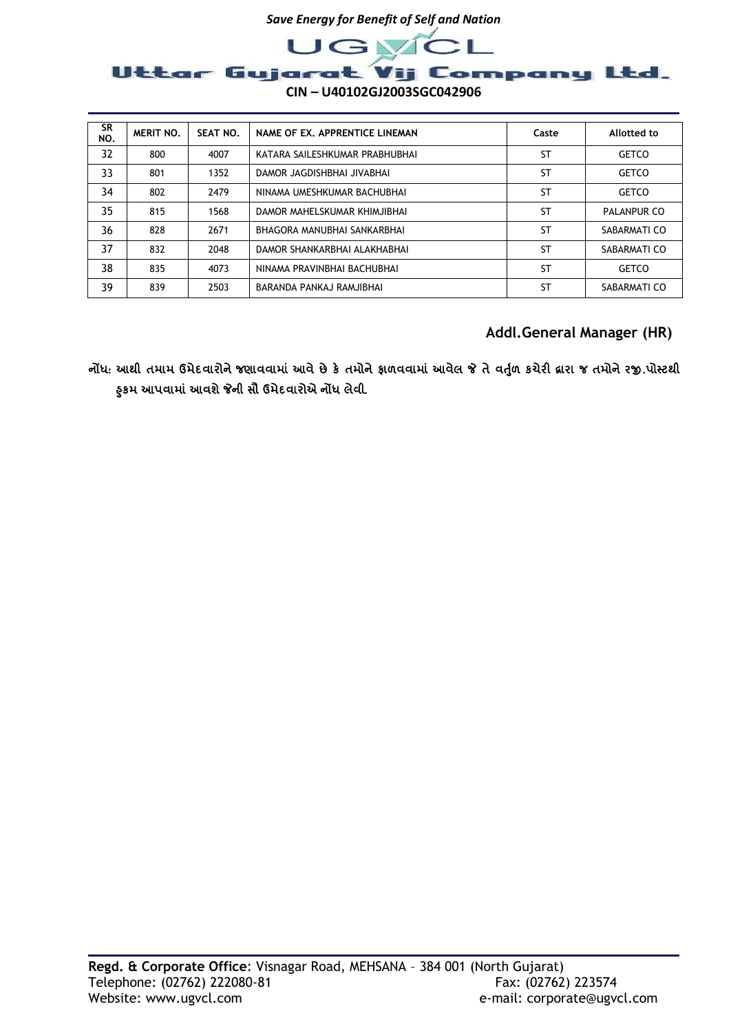| SR NO. | MERIT NO. | SEAT NO. | NAME OF EX. APPRENTICE LINEMAN | Caste | Allotted to |
|---|---|---|---|---|---|
| 32 | 800 | 4007 | KATARA SAILESHKUMAR PRABHUBHAI | ST | GETCO |
| 33 | 801 | 1352 | DAMOR JAGDISHBHAI JIVABHAI | ST | GETCO |
| 34 | 802 | 2479 | NINAMA UMESHKUMAR BACHUBHAI | ST | GETCO |
| 35 | 815 | 1568 | DAMOR MAHELSKUMAR KHIMJIBHAI | ST | PALANPUR CO |
| 36 | 828 | 2671 | BHAGORA MANUBHAI SANKARBHAI | ST | SABARMATI CO |
| 37 | 832 | 2048 | DAMOR SHANKARBHAI ALAKHABHAI | ST | SABARMATI CO |
| 38 | 835 | 4073 | NINAMA PRAVINBHAI BACHUBHAI | ST | GETCO |
| 39 | 839 | 2503 | BARANDA PANKAJ RAMJIBHAI | ST | SABARMATI CO |

**Addl.General Manager (HR)**

**નોંધ: આથી તમામ ઉમેદવારોને જણાવવામાં આવે છે કે તમોને ફાળવવામાં આવેલ જે તે વર્તુળ કચેરી દ્વારા જ તમોને રજી.પોસ્ટથી હુકમ આપવામાં આવશે જેની સૌ ઉમેદવારોએ નોંધ લેવી.**